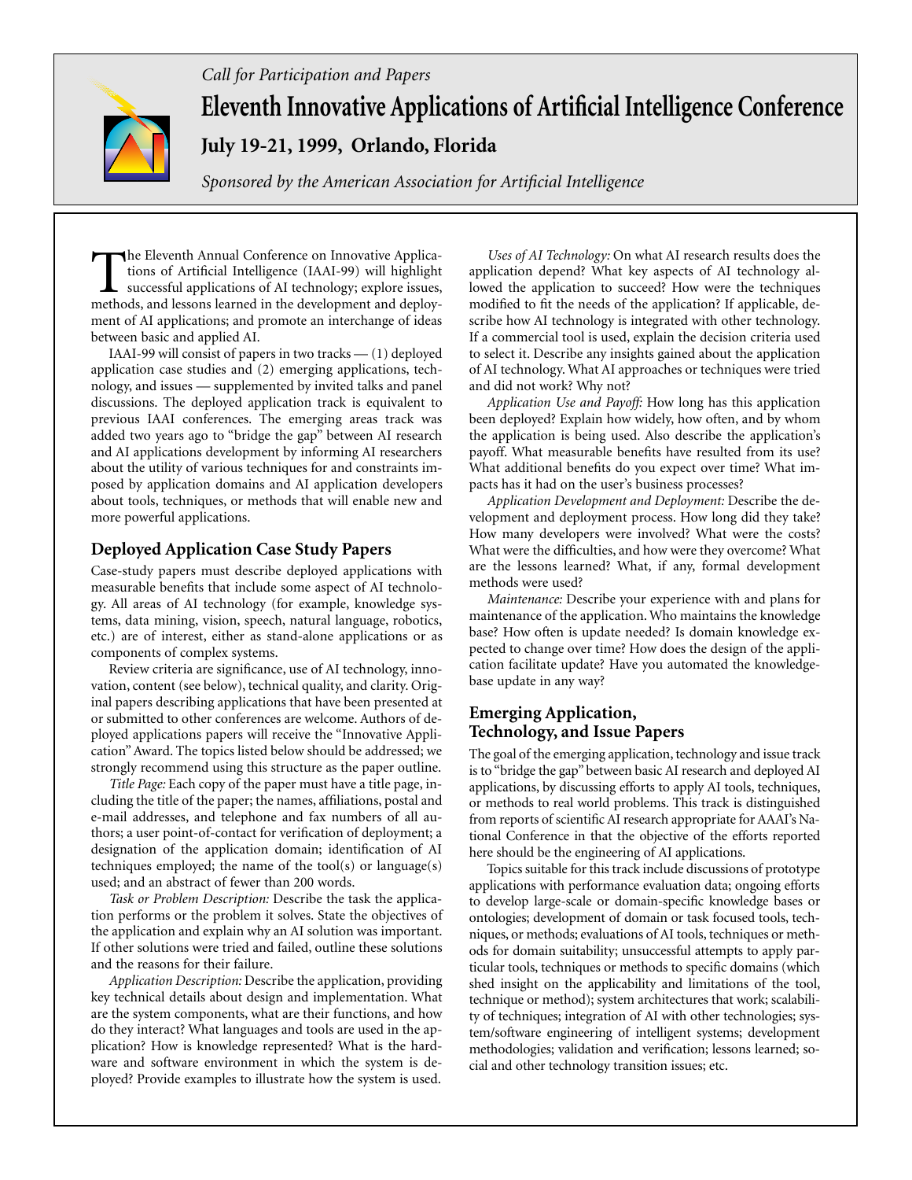*Call for Participation and Papers*

# Eleventh Innovative Applications of Artificial Intelligence Conference

## July 19-21, 1999, Orlando, Florida

*Sponsored by the American Association for Artificial Intelligence*

The Eleventh Annual Conference on Innovative Applications of Artificial Intelligence (IAAI-99) will highlight successful applications of AI technology; explore issues, methods, and lessons learned in the development and deployment of AI applications; and promote an interchange of ideas between basic and applied AI.

IAAI-99 will consist of papers in two tracks — (1) deployed application case studies and (2) emerging applications, technology, and issues — supplemented by invited talks and panel discussions. The deployed application track is equivalent to previous IAAI conferences. The emerging areas track was added two years ago to "bridge the gap" between AI research and AI applications development by informing AI researchers about the utility of various techniques for and constraints imposed by application domains and AI application developers about tools, techniques, or methods that will enable new and more powerful applications.

### Deployed Application Case Study Papers

Case-study papers must describe deployed applications with measurable benefits that include some aspect of AI technology. All areas of AI technology (for example, knowledge systems, data mining, vision, speech, natural language, robotics, etc.) are of interest, either as stand-alone applications or as components of complex systems.

Review criteria are significance, use of AI technology, innovation, content (see below), technical quality, and clarity. Original papers describing applications that have been presented at or submitted to other conferences are welcome. Authors of deployed applications papers will receive the "Innovative Application" Award. The topics listed below should be addressed; we strongly recommend using this structure as the paper outline.

*Title Page:* Each copy of the paper must have a title page, including the title of the paper; the names, affiliations, postal and e-mail addresses, and telephone and fax numbers of all authors; a user point-of-contact for verification of deployment; a designation of the application domain; identification of AI techniques employed; the name of the tool(s) or language(s) used; and an abstract of fewer than 200 words.

*Task or Problem Description:* Describe the task the application performs or the problem it solves. State the objectives of the application and explain why an AI solution was important. If other solutions were tried and failed, outline these solutions and the reasons for their failure.

*Application Description:* Describe the application, providing key technical details about design and implementation. What are the system components, what are their functions, and how do they interact? What languages and tools are used in the application? How is knowledge represented? What is the hardware and software environment in which the system is deployed? Provide examples to illustrate how the system is used.

*Uses of AI Technology:* On what AI research results does the application depend? What key aspects of AI technology allowed the application to succeed? How were the techniques modified to fit the needs of the application? If applicable, describe how AI technology is integrated with other technology. If a commercial tool is used, explain the decision criteria used to select it. Describe any insights gained about the application of AI technology. What AI approaches or techniques were tried and did not work? Why not?

*Application Use and Payoff:* How long has this application been deployed? Explain how widely, how often, and by whom the application is being used. Also describe the application's payoff. What measurable benefits have resulted from its use? What additional benefits do you expect over time? What impacts has it had on the user's business processes?

*Application Development and Deployment:* Describe the development and deployment process. How long did they take? How many developers were involved? What were the costs? What were the difficulties, and how were they overcome? What are the lessons learned? What, if any, formal development methods were used?

*Maintenance:* Describe your experience with and plans for maintenance of the application. Who maintains the knowledge base? How often is update needed? Is domain knowledge expected to change over time? How does the design of the application facilitate update? Have you automated the knowledge-base update in any way?

### Emerging Application, Technology, and Issue Papers

The goal of the emerging application, technology and issue track is to "bridge the gap" between basic AI research and deployed AI applications, by discussing efforts to apply AI tools, techniques, or methods to real world problems. This track is distinguished from reports of scientific AI research appropriate for AAAI's National Conference in that the objective of the efforts reported here should be the engineering of AI applications.

Topics suitable for this track include discussions of prototype applications with performance evaluation data; ongoing efforts to develop large-scale or domain-specific knowledge bases or ontologies; development of domain or task focused tools, techniques, or methods; evaluations of AI tools, techniques or methods for domain suitability; unsuccessful attempts to apply particular tools, techniques or methods to specific domains (which shed insight on the applicability and limitations of the tool, technique or method); system architectures that work; scalability of techniques; integration of AI with other technologies; system/software engineering of intelligent systems; development methodologies; validation and verification; lessons learned; social and other technology transition issues; etc.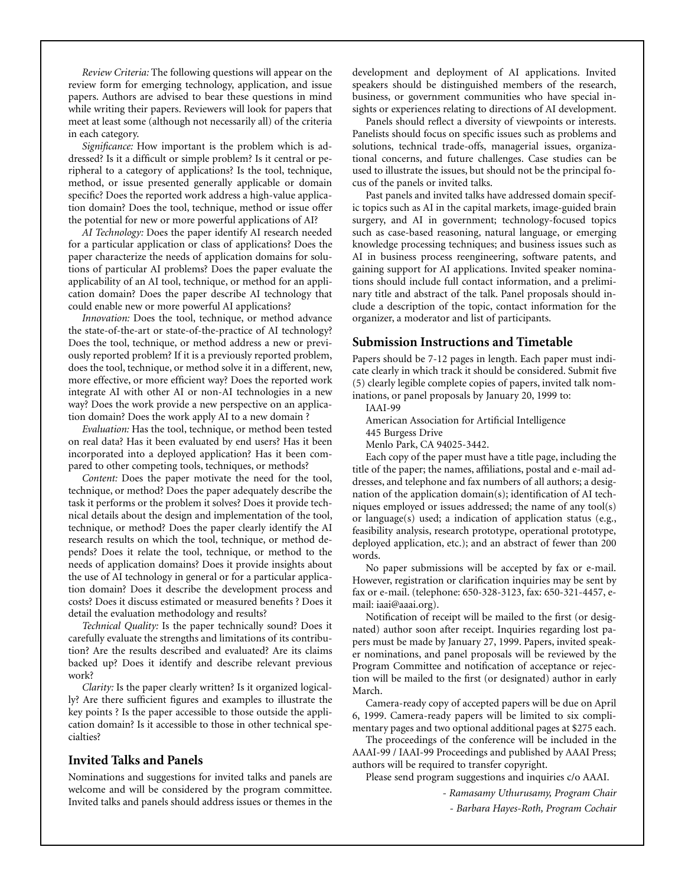*Review Criteria:* The following questions will appear on the review form for emerging technology, application, and issue papers. Authors are advised to bear these questions in mind while writing their papers. Reviewers will look for papers that meet at least some (although not necessarily all) of the criteria in each category.

*Significance:* How important is the problem which is addressed? Is it a difficult or simple problem? Is it central or peripheral to a category of applications? Is the tool, technique, method, or issue presented generally applicable or domain specific? Does the reported work address a high-value application domain? Does the tool, technique, method or issue offer the potential for new or more powerful applications of AI?

*AI Technology:* Does the paper identify AI research needed for a particular application or class of applications? Does the paper characterize the needs of application domains for solutions of particular AI problems? Does the paper evaluate the applicability of an AI tool, technique, or method for an application domain? Does the paper describe AI technology that could enable new or more powerful AI applications?

*Innovation:* Does the tool, technique, or method advance the state-of-the-art or state-of-the-practice of AI technology? Does the tool, technique, or method address a new or previously reported problem? If it is a previously reported problem, does the tool, technique, or method solve it in a different, new, more effective, or more efficient way? Does the reported work integrate AI with other AI or non-AI technologies in a new way? Does the work provide a new perspective on an application domain? Does the work apply AI to a new domain ?

*Evaluation:* Has the tool, technique, or method been tested on real data? Has it been evaluated by end users? Has it been incorporated into a deployed application? Has it been compared to other competing tools, techniques, or methods?

*Content:* Does the paper motivate the need for the tool, technique, or method? Does the paper adequately describe the task it performs or the problem it solves? Does it provide technical details about the design and implementation of the tool, technique, or method? Does the paper clearly identify the AI research results on which the tool, technique, or method depends? Does it relate the tool, technique, or method to the needs of application domains? Does it provide insights about the use of AI technology in general or for a particular application domain? Does it describe the development process and costs? Does it discuss estimated or measured benefits ? Does it detail the evaluation methodology and results?

*Technical Quality:* Is the paper technically sound? Does it carefully evaluate the strengths and limitations of its contribution? Are the results described and evaluated? Are its claims backed up? Does it identify and describe relevant previous work?

*Clarity:* Is the paper clearly written? Is it organized logically? Are there sufficient figures and examples to illustrate the key points ? Is the paper accessible to those outside the application domain? Is it accessible to those in other technical specialties?

## Invited Talks and Panels

Nominations and suggestions for invited talks and panels are welcome and will be considered by the program committee. Invited talks and panels should address issues or themes in the development and deployment of AI applications. Invited speakers should be distinguished members of the research, business, or government communities who have special insights or experiences relating to directions of AI development.

Panels should reflect a diversity of viewpoints or interests. Panelists should focus on specific issues such as problems and solutions, technical trade-offs, managerial issues, organizational concerns, and future challenges. Case studies can be used to illustrate the issues, but should not be the principal focus of the panels or invited talks.

Past panels and invited talks have addressed domain specific topics such as AI in the capital markets, image-guided brain surgery, and AI in government; technology-focused topics such as case-based reasoning, natural language, or emerging knowledge processing techniques; and business issues such as AI in business process reengineering, software patents, and gaining support for AI applications. Invited speaker nominations should include full contact information, and a preliminary title and abstract of the talk. Panel proposals should include a description of the topic, contact information for the organizer, a moderator and list of participants.

## Submission Instructions and Timetable

Papers should be 7-12 pages in length. Each paper must indicate clearly in which track it should be considered. Submit five (5) clearly legible complete copies of papers, invited talk nominations, or panel proposals by January 20, 1999 to:

IAAI-99  
American Association for Artificial Intelligence  
445 Burgess Drive  
Menlo Park, CA 94025-3442.

Each copy of the paper must have a title page, including the title of the paper; the names, affiliations, postal and e-mail addresses, and telephone and fax numbers of all authors; a designation of the application domain(s); identification of AI techniques employed or issues addressed; the name of any tool(s) or language(s) used; a indication of application status (e.g., feasibility analysis, research prototype, operational prototype, deployed application, etc.); and an abstract of fewer than 200 words.

No paper submissions will be accepted by fax or e-mail. However, registration or clarification inquiries may be sent by fax or e-mail. (telephone: 650-328-3123, fax: 650-321-4457, e-mail: iaai@aaai.org).

Notification of receipt will be mailed to the first (or designated) author soon after receipt. Inquiries regarding lost papers must be made by January 27, 1999. Papers, invited speaker nominations, and panel proposals will be reviewed by the Program Committee and notification of acceptance or rejection will be mailed to the first (or designated) author in early March.

Camera-ready copy of accepted papers will be due on April 6, 1999. Camera-ready papers will be limited to six complimentary pages and two optional additional pages at $275 each.

The proceedings of the conference will be included in the AAAI-99 / IAAI-99 Proceedings and published by AAAI Press; authors will be required to transfer copyright.

Please send program suggestions and inquiries c/o AAAI.

*- Ramasamy Uthurusamy, Program Chair*

*- Barbara Hayes-Roth, Program Cochair*